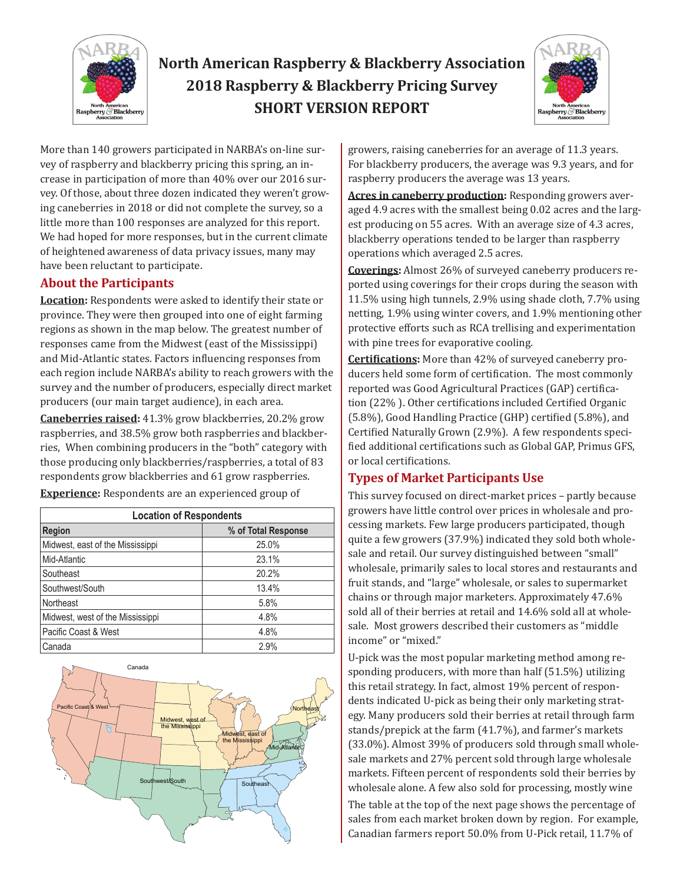# North American Raspberry & Blackberry Association
# 2018 Raspberry & Blackberry Pricing Survey
# SHORT VERSION REPORT

More than 140 growers participated in NARBA's on-line survey of raspberry and blackberry pricing this spring, an increase in participation of more than 40% over our 2016 survey. Of those, about three dozen indicated they weren't growing caneberries in 2018 or did not complete the survey, so a little more than 100 responses are analyzed for this report. We had hoped for more responses, but in the current climate of heightened awareness of data privacy issues, many may have been reluctant to participate.

## About the Participants

**Location:** Respondents were asked to identify their state or province. They were then grouped into one of eight farming regions as shown in the map below. The greatest number of responses came from the Midwest (east of the Mississippi) and Mid-Atlantic states. Factors influencing responses from each region include NARBA's ability to reach growers with the survey and the number of producers, especially direct market producers (our main target audience), in each area.

**Caneberries raised:** 41.3% grow blackberries, 20.2% grow raspberries, and 38.5% grow both raspberries and blackberries, When combining producers in the "both" category with those producing only blackberries/raspberries, a total of 83 respondents grow blackberries and 61 grow raspberries.

**Experience:** Respondents are an experienced group of growers, raising caneberries for an average of 11.3 years. For blackberry producers, the average was 9.3 years, and for raspberry producers the average was 13 years.

| Location of Respondents | |
|---|---|
| **Region** | **% of Total Response** |
| Midwest, east of the Mississippi | 25.0% |
| Mid-Atlantic | 23.1% |
| Southeast | 20.2% |
| Southwest/South | 13.4% |
| Northeast | 5.8% |
| Midwest, west of the Mississippi | 4.8% |
| Pacific Coast & West | 4.8% |
| Canada | 2.9% |

**Acres in caneberry production:** Responding growers averaged 4.9 acres with the smallest being 0.02 acres and the largest producing on 55 acres. With an average size of 4.3 acres, blackberry operations tended to be larger than raspberry operations which averaged 2.5 acres.

**Coverings:** Almost 26% of surveyed caneberry producers reported using coverings for their crops during the season with 11.5% using high tunnels, 2.9% using shade cloth, 7.7% using netting, 1.9% using winter covers, and 1.9% mentioning other protective efforts such as RCA trellising and experimentation with pine trees for evaporative cooling.

**Certifications:** More than 42% of surveyed caneberry producers held some form of certification. The most commonly reported was Good Agricultural Practices (GAP) certification (22% ). Other certifications included Certified Organic (5.8%), Good Handling Practice (GHP) certified (5.8%), and Certified Naturally Grown (2.9%). A few respondents specified additional certifications such as Global GAP, Primus GFS, or local certifications.

## Types of Market Participants Use

This survey focused on direct-market prices – partly because growers have little control over prices in wholesale and processing markets. Few large producers participated, though quite a few growers (37.9%) indicated they sold both wholesale and retail. Our survey distinguished between "small" wholesale, primarily sales to local stores and restaurants and fruit stands, and "large" wholesale, or sales to supermarket chains or through major marketers. Approximately 47.6% sold all of their berries at retail and 14.6% sold all at wholesale. Most growers described their customers as "middle income" or "mixed."

U-pick was the most popular marketing method among responding producers, with more than half (51.5%) utilizing this retail strategy. In fact, almost 19% percent of respondents indicated U-pick as being their only marketing strategy. Many producers sold their berries at retail through farm stands/prepick at the farm (41.7%), and farmer's markets (33.0%). Almost 39% of producers sold through small wholesale markets and 27% percent sold through large wholesale markets. Fifteen percent of respondents sold their berries by wholesale alone. A few also sold for processing, mostly wine

The table at the top of the next page shows the percentage of sales from each market broken down by region. For example, Canadian farmers report 50.0% from U-Pick retail, 11.7% of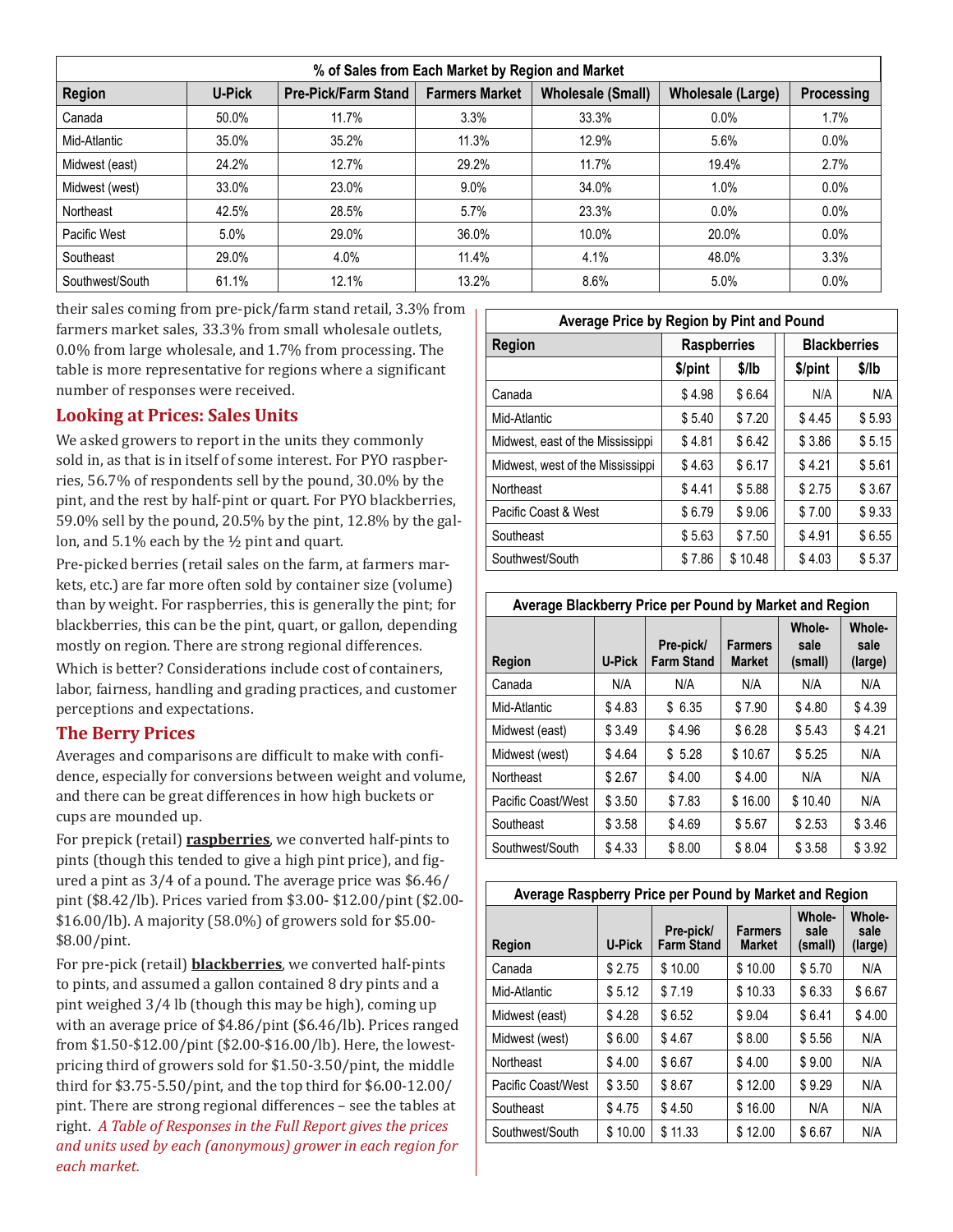| % of Sales from Each Market by Region and Market | | | | | | |
|---|---|---|---|---|---|---|
| Region | U-Pick | Pre-Pick/Farm Stand | Farmers Market | Wholesale (Small) | Wholesale (Large) | Processing |
| Canada | 50.0% | 11.7% | 3.3% | 33.3% | 0.0% | 1.7% |
| Mid-Atlantic | 35.0% | 35.2% | 11.3% | 12.9% | 5.6% | 0.0% |
| Midwest (east) | 24.2% | 12.7% | 29.2% | 11.7% | 19.4% | 2.7% |
| Midwest (west) | 33.0% | 23.0% | 9.0% | 34.0% | 1.0% | 0.0% |
| Northeast | 42.5% | 28.5% | 5.7% | 23.3% | 0.0% | 0.0% |
| Pacific West | 5.0% | 29.0% | 36.0% | 10.0% | 20.0% | 0.0% |
| Southeast | 29.0% | 4.0% | 11.4% | 4.1% | 48.0% | 3.3% |
| Southwest/South | 61.1% | 12.1% | 13.2% | 8.6% | 5.0% | 0.0% |

their sales coming from pre-pick/farm stand retail, 3.3% from farmers market sales, 33.3% from small wholesale outlets, 0.0% from large wholesale, and 1.7% from processing. The table is more representative for regions where a significant number of responses were received.

## Looking at Prices: Sales Units

We asked growers to report in the units they commonly sold in, as that is in itself of some interest. For PYO raspberries, 56.7% of respondents sell by the pound, 30.0% by the pint, and the rest by half-pint or quart. For PYO blackberries, 59.0% sell by the pound, 20.5% by the pint, 12.8% by the gallon, and 5.1% each by the ½ pint and quart.

Pre-picked berries (retail sales on the farm, at farmers markets, etc.) are far more often sold by container size (volume) than by weight. For raspberries, this is generally the pint; for blackberries, this can be the pint, quart, or gallon, depending mostly on region. There are strong regional differences.

Which is better? Considerations include cost of containers, labor, fairness, handling and grading practices, and customer perceptions and expectations.

## The Berry Prices

Averages and comparisons are difficult to make with confidence, especially for conversions between weight and volume, and there can be great differences in how high buckets or cups are mounded up.

For prepick (retail) **raspberries**, we converted half-pints to pints (though this tended to give a high pint price), and figured a pint as 3/4 of a pound. The average price was $6.46/pint ($8.42/lb). Prices varied from $3.00- $12.00/pint ($2.00-$16.00/lb). A majority (58.0%) of growers sold for $5.00-$8.00/pint.

For pre-pick (retail) **blackberries**, we converted half-pints to pints, and assumed a gallon contained 8 dry pints and a pint weighed 3/4 lb (though this may be high), coming up with an average price of $4.86/pint ($6.46/lb). Prices ranged from $1.50-$12.00/pint ($2.00-$16.00/lb). Here, the lowest-pricing third of growers sold for $1.50-3.50/pint, the middle third for $3.75-5.50/pint, and the top third for $6.00-12.00/pint. There are strong regional differences – see the tables at right. *A Table of Responses in the Full Report gives the prices and units used by each (anonymous) grower in each region for each market.*

| Average Price by Region by Pint and Pound | | | | |
|---|---|---|---|---|
| Region | Raspberries | | Blackberries | |
| | $/pint | $/lb | $/pint | $/lb |
| Canada | $ 4.98 | $ 6.64 | N/A | N/A |
| Mid-Atlantic | $ 5.40 | $ 7.20 | $ 4.45 | $ 5.93 |
| Midwest, east of the Mississippi | $ 4.81 | $ 6.42 | $ 3.86 | $ 5.15 |
| Midwest, west of the Mississippi | $ 4.63 | $ 6.17 | $ 4.21 | $ 5.61 |
| Northeast | $ 4.41 | $ 5.88 | $ 2.75 | $ 3.67 |
| Pacific Coast & West | $ 6.79 | $ 9.06 | $ 7.00 | $ 9.33 |
| Southeast | $ 5.63 | $ 7.50 | $ 4.91 | $ 6.55 |
| Southwest/South | $ 7.86 | $ 10.48 | $ 4.03 | $ 5.37 |

| Average Blackberry Price per Pound by Market and Region | | | | | |
|---|---|---|---|---|---|
| Region | U-Pick | Pre-pick/ Farm Stand | Farmers Market | Whole-sale (small) | Whole-sale (large) |
| Canada | N/A | N/A | N/A | N/A | N/A |
| Mid-Atlantic | $ 4.83 | $ 6.35 | $ 7.90 | $ 4.80 | $ 4.39 |
| Midwest (east) | $ 3.49 | $ 4.96 | $ 6.28 | $ 5.43 | $ 4.21 |
| Midwest (west) | $ 4.64 | $ 5.28 | $ 10.67 | $ 5.25 | N/A |
| Northeast | $ 2.67 | $ 4.00 | $ 4.00 | N/A | N/A |
| Pacific Coast/West | $ 3.50 | $ 7.83 | $ 16.00 | $ 10.40 | N/A |
| Southeast | $ 3.58 | $ 4.69 | $ 5.67 | $ 2.53 | $ 3.46 |
| Southwest/South | $ 4.33 | $ 8.00 | $ 8.04 | $ 3.58 | $ 3.92 |

| Average Raspberry Price per Pound by Market and Region | | | | | |
|---|---|---|---|---|---|
| Region | U-Pick | Pre-pick/ Farm Stand | Farmers Market | Whole-sale (small) | Whole-sale (large) |
| Canada | $ 2.75 | $ 10.00 | $ 10.00 | $ 5.70 | N/A |
| Mid-Atlantic | $ 5.12 | $ 7.19 | $ 10.33 | $ 6.33 | $ 6.67 |
| Midwest (east) | $ 4.28 | $ 6.52 | $ 9.04 | $ 6.41 | $ 4.00 |
| Midwest (west) | $ 6.00 | $ 4.67 | $ 8.00 | $ 5.56 | N/A |
| Northeast | $ 4.00 | $ 6.67 | $ 4.00 | $ 9.00 | N/A |
| Pacific Coast/West | $ 3.50 | $ 8.67 | $ 12.00 | $ 9.29 | N/A |
| Southeast | $ 4.75 | $ 4.50 | $ 16.00 | N/A | N/A |
| Southwest/South | $ 10.00 | $ 11.33 | $ 12.00 | $ 6.67 | N/A |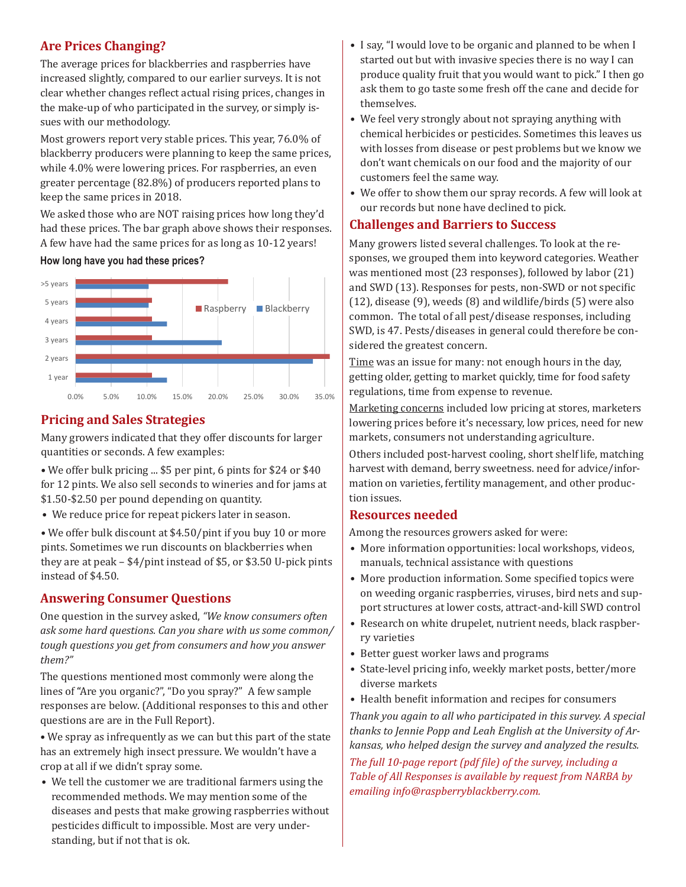## Are Prices Changing?

The average prices for blackberries and raspberries have increased slightly, compared to our earlier surveys. It is not clear whether changes reflect actual rising prices, changes in the make-up of who participated in the survey, or simply issues with our methodology.

Most growers report very stable prices. This year, 76.0% of blackberry producers were planning to keep the same prices, while 4.0% were lowering prices. For raspberries, an even greater percentage (82.8%) of producers reported plans to keep the same prices in 2018.

We asked those who are NOT raising prices how long they'd had these prices. The bar graph above shows their responses. A few have had the same prices for as long as 10-12 years!

**How long have you had these prices?**

>5 years
5 years
4 years
3 years
2 years
1 year

0.0% 5.0% 10.0% 15.0% 20.0% 25.0% 30.0% 35.0%

Raspberry Blackberry

## Pricing and Sales Strategies

Many growers indicated that they offer discounts for larger quantities or seconds. A few examples:

- We offer bulk pricing ... $5 per pint, 6 pints for $24 or $40 for 12 pints. We also sell seconds to wineries and for jams at $1.50-$2.50 per pound depending on quantity.
- We reduce price for repeat pickers later in season.
- We offer bulk discount at $4.50/pint if you buy 10 or more pints. Sometimes we run discounts on blackberries when they are at peak – $4/pint instead of $5, or $3.50 U-pick pints instead of $4.50.

## Answering Consumer Questions

One question in the survey asked, *"We know consumers often ask some hard questions. Can you share with us some common/tough questions you get from consumers and how you answer them?"*

The questions mentioned most commonly were along the lines of "Are you organic?", "Do you spray?" A few sample responses are below. (Additional responses to this and other questions are are in the Full Report).

- We spray as infrequently as we can but this part of the state has an extremely high insect pressure. We wouldn't have a crop at all if we didn't spray some.
- We tell the customer we are traditional farmers using the recommended methods. We may mention some of the diseases and pests that make growing raspberries without pesticides difficult to impossible. Most are very understanding, but if not that is ok.
- I say, "I would love to be organic and planned to be when I started out but with invasive species there is no way I can produce quality fruit that you would want to pick." I then go ask them to go taste some fresh off the cane and decide for themselves.
- We feel very strongly about not spraying anything with chemical herbicides or pesticides. Sometimes this leaves us with losses from disease or pest problems but we know we don't want chemicals on our food and the majority of our customers feel the same way.
- We offer to show them our spray records. A few will look at our records but none have declined to pick.

## Challenges and Barriers to Success

Many growers listed several challenges. To look at the responses, we grouped them into keyword categories. Weather was mentioned most (23 responses), followed by labor (21) and SWD (13). Responses for pests, non-SWD or not specific (12), disease (9), weeds (8) and wildlife/birds (5) were also common. The total of all pest/disease responses, including SWD, is 47. Pests/diseases in general could therefore be considered the greatest concern.

Time was an issue for many: not enough hours in the day, getting older, getting to market quickly, time for food safety regulations, time from expense to revenue.

Marketing concerns included low pricing at stores, marketers lowering prices before it's necessary, low prices, need for new markets, consumers not understanding agriculture.

Others included post-harvest cooling, short shelf life, matching harvest with demand, berry sweetness. need for advice/information on varieties, fertility management, and other production issues.

## Resources needed

Among the resources growers asked for were:

- More information opportunities: local workshops, videos, manuals, technical assistance with questions
- More production information. Some specified topics were on weeding organic raspberries, viruses, bird nets and support structures at lower costs, attract-and-kill SWD control
- Research on white drupelet, nutrient needs, black raspberry varieties
- Better guest worker laws and programs
- State-level pricing info, weekly market posts, better/more diverse markets
- Health benefit information and recipes for consumers

*Thank you again to all who participated in this survey. A special thanks to Jennie Popp and Leah English at the University of Arkansas, who helped design the survey and analyzed the results.*

*The full 10-page report (pdf file) of the survey, including a Table of All Responses is available by request from NARBA by emailing info@raspberryblackberry.com.*